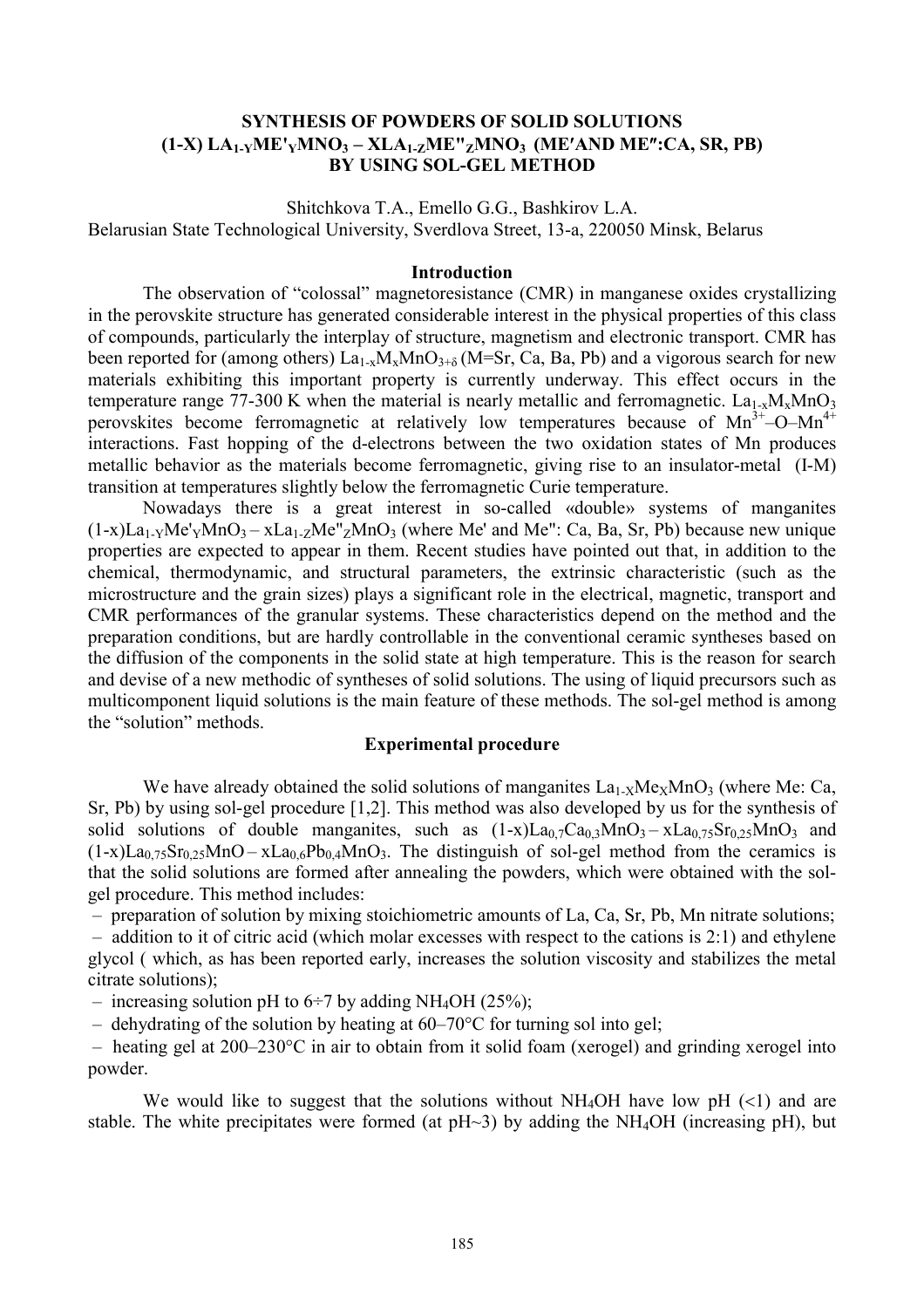# SYNTHESIS OF POWDERS OF SOLID SOLUTIONS (1-X) $LA_{1-Y}ME'_YMNO_3$ – $XLA_{1-Z}ME''_ZMNO_3$ (ME′AND ME″:CA, SR, PB) BY USING SOL-GEL METHOD

Shitchkova T.A., Emello G.G., Bashkirov L.A.
Belarusian State Technological University, Sverdlova Street, 13-a, 220050 Minsk, Belarus

## Introduction

The observation of "colossal" magnetoresistance (CMR) in manganese oxides crystallizing in the perovskite structure has generated considerable interest in the physical properties of this class of compounds, particularly the interplay of structure, magnetism and electronic transport. CMR has been reported for (among others) $La_{1-x}M_xMnO_{3+\delta}$ (M=Sr, Ca, Ba, Pb) and a vigorous search for new materials exhibiting this important property is currently underway. This effect occurs in the temperature range 77-300 K when the material is nearly metallic and ferromagnetic. $La_{1-x}M_xMnO_3$ perovskites become ferromagnetic at relatively low temperatures because of $Mn^{3+}$–O–$Mn^{4+}$ interactions. Fast hopping of the d-electrons between the two oxidation states of Mn produces metallic behavior as the materials become ferromagnetic, giving rise to an insulator-metal (I-M) transition at temperatures slightly below the ferromagnetic Curie temperature.

Nowadays there is a great interest in so-called «double» systems of manganites (1-x)$La_{1-Y}Me'_YMnO_3$ – x$La_{1-Z}Me''_ZMnO_3$ (where Me' and Me": Ca, Ba, Sr, Pb) because new unique properties are expected to appear in them. Recent studies have pointed out that, in addition to the chemical, thermodynamic, and structural parameters, the extrinsic characteristic (such as the microstructure and the grain sizes) plays a significant role in the electrical, magnetic, transport and CMR performances of the granular systems. These characteristics depend on the method and the preparation conditions, but are hardly controllable in the conventional ceramic syntheses based on the diffusion of the components in the solid state at high temperature. This is the reason for search and devise of a new methodic of syntheses of solid solutions. The using of liquid precursors such as multicomponent liquid solutions is the main feature of these methods. The sol-gel method is among the "solution" methods.

## Experimental procedure

We have already obtained the solid solutions of manganites $La_{1-X}Me_XMnO_3$ (where Me: Ca, Sr, Pb) by using sol-gel procedure [1,2]. This method was also developed by us for the synthesis of solid solutions of double manganites, such as (1-x)$La_{0,7}Ca_{0,3}MnO_3$ – x$La_{0,75}Sr_{0,25}MnO_3$ and (1-x)$La_{0,75}Sr_{0,25}MnO$ – x$La_{0,6}Pb_{0,4}MnO_3$. The distinguish of sol-gel method from the ceramics is that the solid solutions are formed after annealing the powders, which were obtained with the sol-gel procedure. This method includes:

– preparation of solution by mixing stoichiometric amounts of La, Ca, Sr, Pb, Mn nitrate solutions;
– addition to it of citric acid (which molar excesses with respect to the cations is 2:1) and ethylene glycol ( which, as has been reported early, increases the solution viscosity and stabilizes the metal citrate solutions);
– increasing solution pH to 6÷7 by adding $NH_4OH$ (25%);
– dehydrating of the solution by heating at 60–70°C for turning sol into gel;
– heating gel at 200–230°C in air to obtain from it solid foam (xerogel) and grinding xerogel into powder.

We would like to suggest that the solutions without $NH_4OH$ have low pH (<1) and are stable. The white precipitates were formed (at pH~3) by adding the $NH_4OH$ (increasing pH), but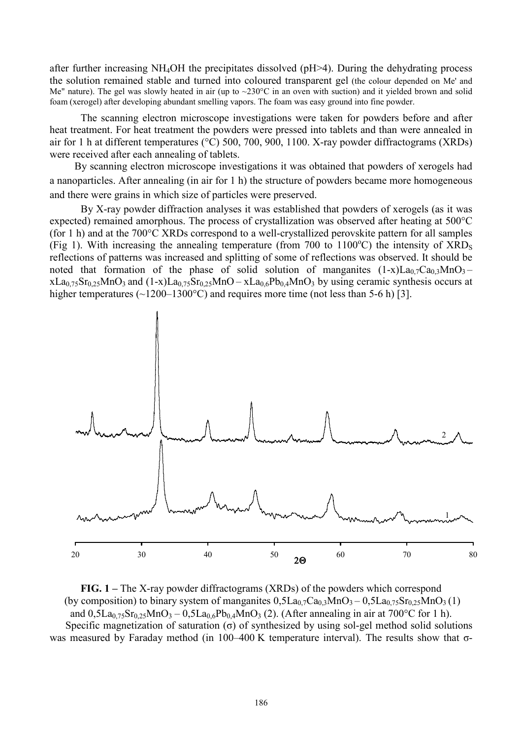after further increasing $NH_4OH$ the precipitates dissolved (pH>4). During the dehydrating process the solution remained stable and turned into coloured transparent gel (the colour depended on Me' and Me'' nature). The gel was slowly heated in air (up to ~230°C in an oven with suction) and it yielded brown and solid foam (xerogel) after developing abundant smelling vapors. The foam was easy ground into fine powder.

The scanning electron microscope investigations were taken for powders before and after heat treatment. For heat treatment the powders were pressed into tablets and than were annealed in air for 1 h at different temperatures (°C) 500, 700, 900, 1100. X-ray powder diffractograms (XRDs) were received after each annealing of tablets.

By scanning electron microscope investigations it was obtained that powders of xerogels had a nanoparticles. After annealing (in air for 1 h) the structure of powders became more homogeneous and there were grains in which size of particles were preserved.

By X-ray powder diffraction analyses it was established that powders of xerogels (as it was expected) remained amorphous. The process of crystallization was observed after heating at 500°C (for 1 h) and at the 700°C XRDs correspond to a well-crystallized perovskite pattern for all samples (Fig 1). With increasing the annealing temperature (from 700 to 1100°C) the intensity of $XRD_S$ reflections of patterns was increased and splitting of some of reflections was observed. It should be noted that formation of the phase of solid solution of manganites $(1\text{-}x)La_{0,7}Ca_{0,3}MnO_3 – xLa_{0,75}Sr_{0,25}MnO_3$ and $(1\text{-}x)La_{0,75}Sr_{0,25}MnO – xLa_{0,6}Pb_{0,4}MnO_3$ by using ceramic synthesis occurs at higher temperatures (~1200–1300°C) and requires more time (not less than 5-6 h) [3].

**FIG. 1 –** The X-ray powder diffractograms (XRDs) of the powders which correspond (by composition) to binary system of manganites $0,5La_{0,7}Ca_{0,3}MnO_3 – 0,5La_{0,75}Sr_{0,25}MnO_3$ (1) and $0,5La_{0,75}Sr_{0,25}MnO_3 – 0,5La_{0,6}Pb_{0,4}MnO_3$ (2). (After annealing in air at 700°C for 1 h).

Specific magnetization of saturation (σ) of synthesized by using sol-gel method solid solutions was measured by Faraday method (in 100–400 K temperature interval). The results show that σ-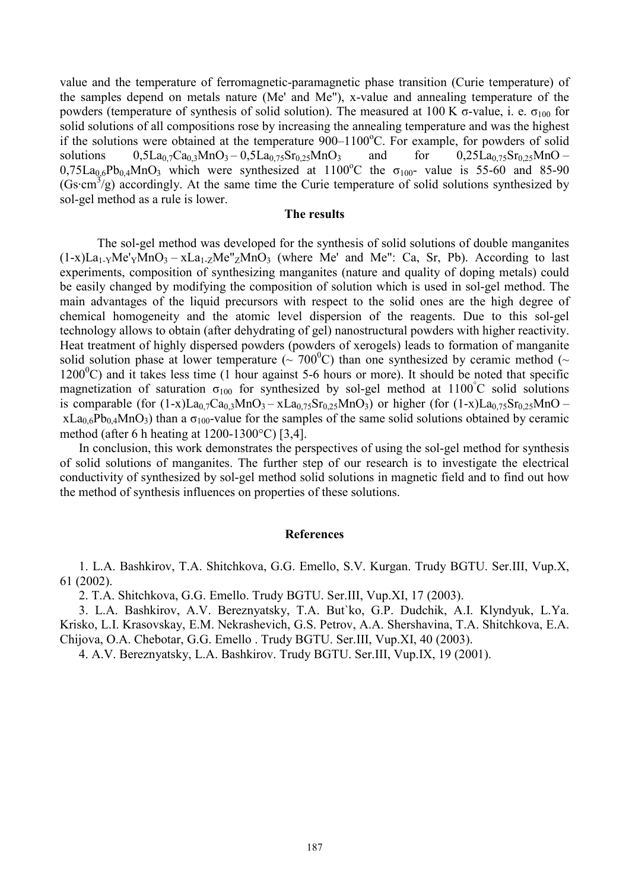value and the temperature of ferromagnetic-paramagnetic phase transition (Curie temperature) of the samples depend on metals nature (Me' and Me''), x-value and annealing temperature of the powders (temperature of synthesis of solid solution). The measured at 100 K σ-value, i. e. $\sigma_{100}$ for solid solutions of all compositions rose by increasing the annealing temperature and was the highest if the solutions were obtained at the temperature 900–1100°C. For example, for powders of solid solutions $0{,}5La_{0,7}Ca_{0,3}MnO_3 – 0{,}5La_{0,75}Sr_{0,25}MnO_3$ and for $0{,}25La_{0,75}Sr_{0,25}MnO – 0{,}75La_{0,6}Pb_{0,4}MnO_3$ which were synthesized at 1100°C the $\sigma_{100}$- value is 55-60 and 85-90 ($Gs \cdot cm^3/g$) accordingly. At the same time the Curie temperature of solid solutions synthesized by sol-gel method as a rule is lower.

## The results

The sol-gel method was developed for the synthesis of solid solutions of double manganites $(1\text{-}x)La_{1\text{-}Y}Me'_YMnO_3 – xLa_{1\text{-}Z}Me''_ZMnO_3$ (where Me' and Me'': Ca, Sr, Pb). According to last experiments, composition of synthesizing manganites (nature and quality of doping metals) could be easily changed by modifying the composition of solution which is used in sol-gel method. The main advantages of the liquid precursors with respect to the solid ones are the high degree of chemical homogeneity and the atomic level dispersion of the reagents. Due to this sol-gel technology allows to obtain (after dehydrating of gel) nanostructural powders with higher reactivity. Heat treatment of highly dispersed powders (powders of xerogels) leads to formation of manganite solid solution phase at lower temperature (~ $700^0$C) than one synthesized by ceramic method (~ $1200^0$C) and it takes less time (1 hour against 5-6 hours or more). It should be noted that specific magnetization of saturation $\sigma_{100}$ for synthesized by sol-gel method at 1100°C solid solutions is comparable (for $(1\text{-}x)La_{0,7}Ca_{0,3}MnO_3 – xLa_{0,75}Sr_{0,25}MnO_3$) or higher (for $(1\text{-}x)La_{0,75}Sr_{0,25}MnO – xLa_{0,6}Pb_{0,4}MnO_3$) than a $\sigma_{100}$-value for the samples of the same solid solutions obtained by ceramic method (after 6 h heating at 1200-1300°C) [3,4].

In conclusion, this work demonstrates the perspectives of using the sol-gel method for synthesis of solid solutions of manganites. The further step of our research is to investigate the electrical conductivity of synthesized by sol-gel method solid solutions in magnetic field and to find out how the method of synthesis influences on properties of these solutions.

## References

1. L.A. Bashkirov, T.A. Shitchkova, G.G. Emello, S.V. Kurgan. Trudy BGTU. Ser.III, Vup.X, 61 (2002).
2. T.A. Shitchkova, G.G. Emello. Trudy BGTU. Ser.III, Vup.XI, 17 (2003).
3. L.A. Bashkirov, A.V. Bereznyatsky, T.A. But`ko, G.P. Dudchik, A.I. Klyndyuk, L.Ya. Krisko, L.I. Krasovskay, E.M. Nekrashevich, G.S. Petrov, A.A. Shershavina, T.A. Shitchkova, E.A. Chijova, O.A. Chebotar, G.G. Emello . Trudy BGTU. Ser.III, Vup.XI, 40 (2003).
4. A.V. Bereznyatsky, L.A. Bashkirov. Trudy BGTU. Ser.III, Vup.IX, 19 (2001).